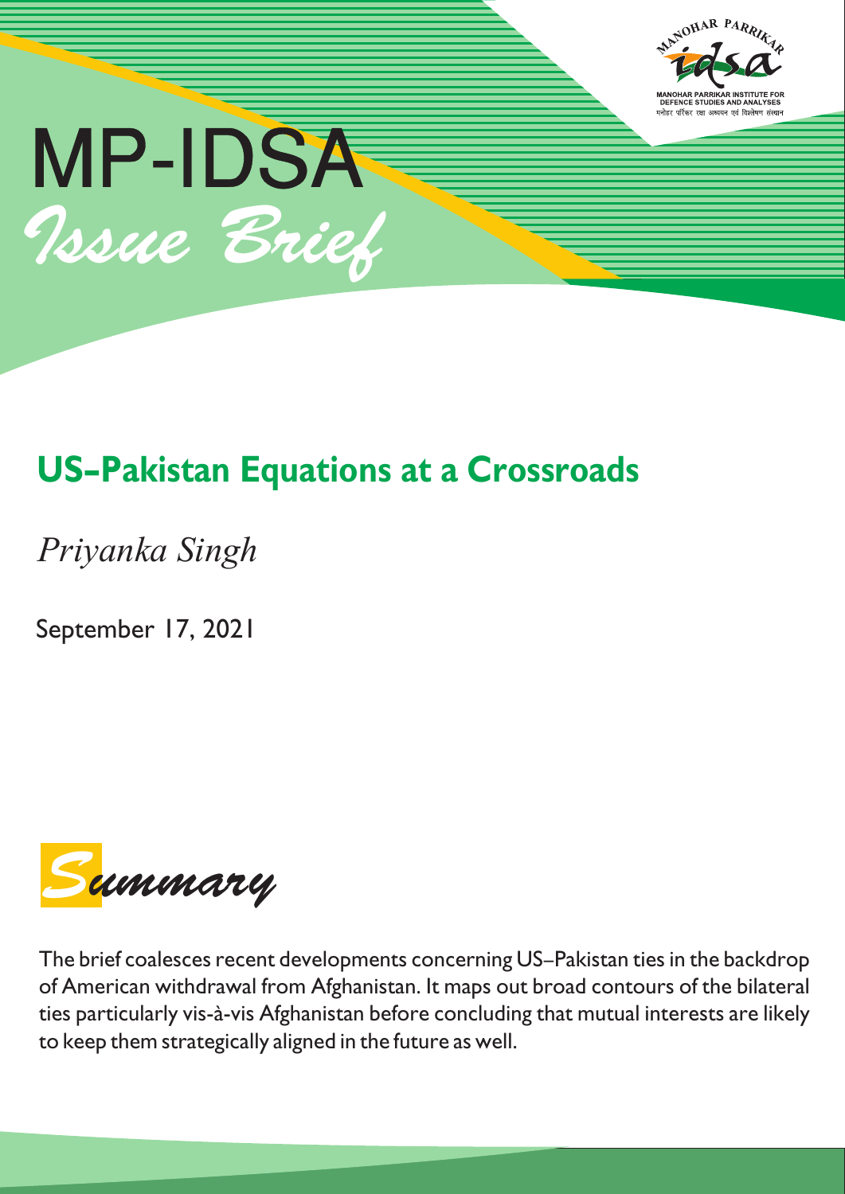MP-IDSA

*Issue Brief*

# US–Pakistan Equations at a Crossroads

*Priyanka Singh*

September 17, 2021

## *Summary*

The brief coalesces recent developments concerning US–Pakistan ties in the backdrop of American withdrawal from Afghanistan. It maps out broad contours of the bilateral ties particularly vis-à-vis Afghanistan before concluding that mutual interests are likely to keep them strategically aligned in the future as well.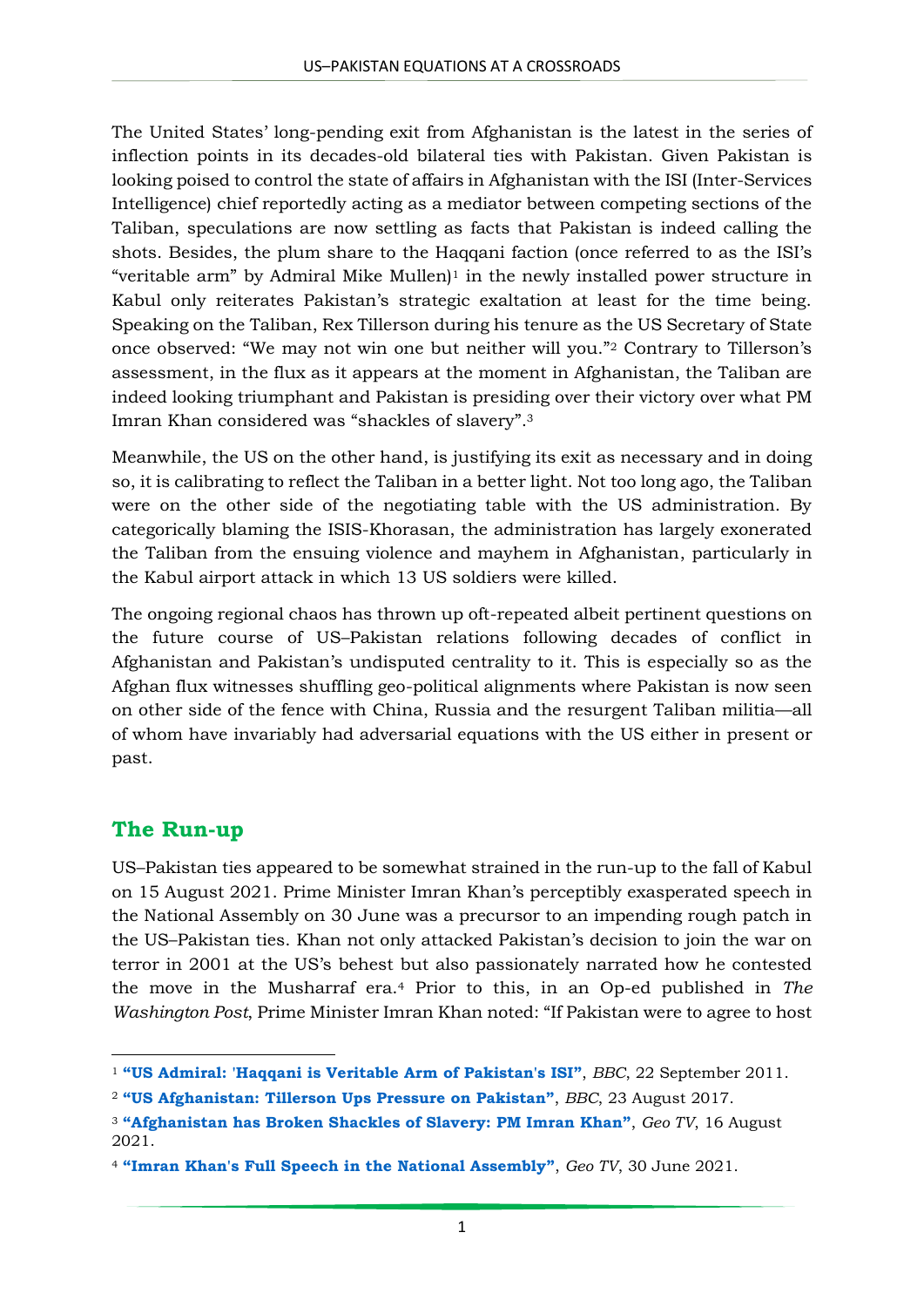The United States' long-pending exit from Afghanistan is the latest in the series of inflection points in its decades-old bilateral ties with Pakistan. Given Pakistan is looking poised to control the state of affairs in Afghanistan with the ISI (Inter-Services Intelligence) chief reportedly acting as a mediator between competing sections of the Taliban, speculations are now settling as facts that Pakistan is indeed calling the shots. Besides, the plum share to the Haqqani faction (once referred to as the ISI's "veritable arm" by Admiral Mike Mullen)[1] in the newly installed power structure in Kabul only reiterates Pakistan's strategic exaltation at least for the time being. Speaking on the Taliban, Rex Tillerson during his tenure as the US Secretary of State once observed: "We may not win one but neither will you."[2] Contrary to Tillerson's assessment, in the flux as it appears at the moment in Afghanistan, the Taliban are indeed looking triumphant and Pakistan is presiding over their victory over what PM Imran Khan considered was "shackles of slavery".[3]

Meanwhile, the US on the other hand, is justifying its exit as necessary and in doing so, it is calibrating to reflect the Taliban in a better light. Not too long ago, the Taliban were on the other side of the negotiating table with the US administration. By categorically blaming the ISIS-Khorasan, the administration has largely exonerated the Taliban from the ensuing violence and mayhem in Afghanistan, particularly in the Kabul airport attack in which 13 US soldiers were killed.

The ongoing regional chaos has thrown up oft-repeated albeit pertinent questions on the future course of US–Pakistan relations following decades of conflict in Afghanistan and Pakistan's undisputed centrality to it. This is especially so as the Afghan flux witnesses shuffling geo-political alignments where Pakistan is now seen on other side of the fence with China, Russia and the resurgent Taliban militia—all of whom have invariably had adversarial equations with the US either in present or past.

## The Run-up

US–Pakistan ties appeared to be somewhat strained in the run-up to the fall of Kabul on 15 August 2021. Prime Minister Imran Khan's perceptibly exasperated speech in the National Assembly on 30 June was a precursor to an impending rough patch in the US–Pakistan ties. Khan not only attacked Pakistan's decision to join the war on terror in 2001 at the US's behest but also passionately narrated how he contested the move in the Musharraf era.[4] Prior to this, in an Op-ed published in *The Washington Post*, Prime Minister Imran Khan noted: "If Pakistan were to agree to host

---

[1] **"US Admiral: 'Haqqani is Veritable Arm of Pakistan's ISI"**, *BBC*, 22 September 2011.

[2] **"US Afghanistan: Tillerson Ups Pressure on Pakistan"**, *BBC*, 23 August 2017.

[3] **"Afghanistan has Broken Shackles of Slavery: PM Imran Khan"**, *Geo TV*, 16 August 2021.

[4] **"Imran Khan's Full Speech in the National Assembly"**, *Geo TV*, 30 June 2021.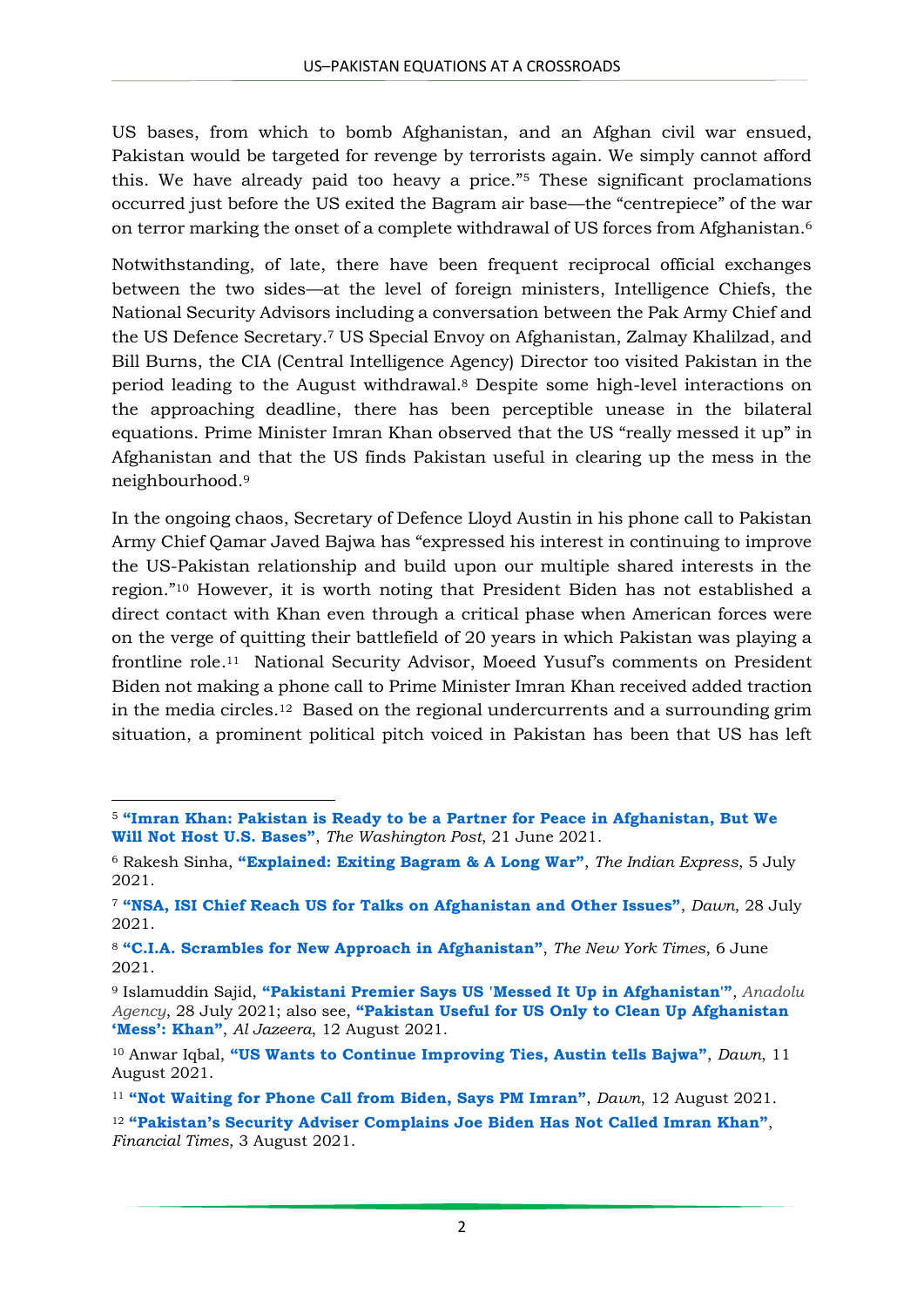US bases, from which to bomb Afghanistan, and an Afghan civil war ensued, Pakistan would be targeted for revenge by terrorists again. We simply cannot afford this. We have already paid too heavy a price."[5] These significant proclamations occurred just before the US exited the Bagram air base—the "centrepiece" of the war on terror marking the onset of a complete withdrawal of US forces from Afghanistan.[6]

Notwithstanding, of late, there have been frequent reciprocal official exchanges between the two sides—at the level of foreign ministers, Intelligence Chiefs, the National Security Advisors including a conversation between the Pak Army Chief and the US Defence Secretary.[7] US Special Envoy on Afghanistan, Zalmay Khalilzad, and Bill Burns, the CIA (Central Intelligence Agency) Director too visited Pakistan in the period leading to the August withdrawal.[8] Despite some high-level interactions on the approaching deadline, there has been perceptible unease in the bilateral equations. Prime Minister Imran Khan observed that the US "really messed it up" in Afghanistan and that the US finds Pakistan useful in clearing up the mess in the neighbourhood.[9]

In the ongoing chaos, Secretary of Defence Lloyd Austin in his phone call to Pakistan Army Chief Qamar Javed Bajwa has "expressed his interest in continuing to improve the US-Pakistan relationship and build upon our multiple shared interests in the region."[10] However, it is worth noting that President Biden has not established a direct contact with Khan even through a critical phase when American forces were on the verge of quitting their battlefield of 20 years in which Pakistan was playing a frontline role.[11] National Security Advisor, Moeed Yusuf's comments on President Biden not making a phone call to Prime Minister Imran Khan received added traction in the media circles.[12] Based on the regional undercurrents and a surrounding grim situation, a prominent political pitch voiced in Pakistan has been that US has left

---

[5] **"Imran Khan: Pakistan is Ready to be a Partner for Peace in Afghanistan, But We Will Not Host U.S. Bases"**, *The Washington Post*, 21 June 2021.

[6] Rakesh Sinha, **"Explained: Exiting Bagram & A Long War"**, *The Indian Express*, 5 July 2021.

[7] **"NSA, ISI Chief Reach US for Talks on Afghanistan and Other Issues"**, *Dawn*, 28 July 2021.

[8] **"C.I.A. Scrambles for New Approach in Afghanistan"**, *The New York Times*, 6 June 2021.

[9] Islamuddin Sajid, **"Pakistani Premier Says US 'Messed It Up in Afghanistan'"**, *Anadolu Agency*, 28 July 2021; also see, **"Pakistan Useful for US Only to Clean Up Afghanistan 'Mess': Khan"**, *Al Jazeera*, 12 August 2021.

[10] Anwar Iqbal, **"US Wants to Continue Improving Ties, Austin tells Bajwa"**, *Dawn*, 11 August 2021.

[11] **"Not Waiting for Phone Call from Biden, Says PM Imran"**, *Dawn*, 12 August 2021.

[12] **"Pakistan's Security Adviser Complains Joe Biden Has Not Called Imran Khan"**, *Financial Times*, 3 August 2021.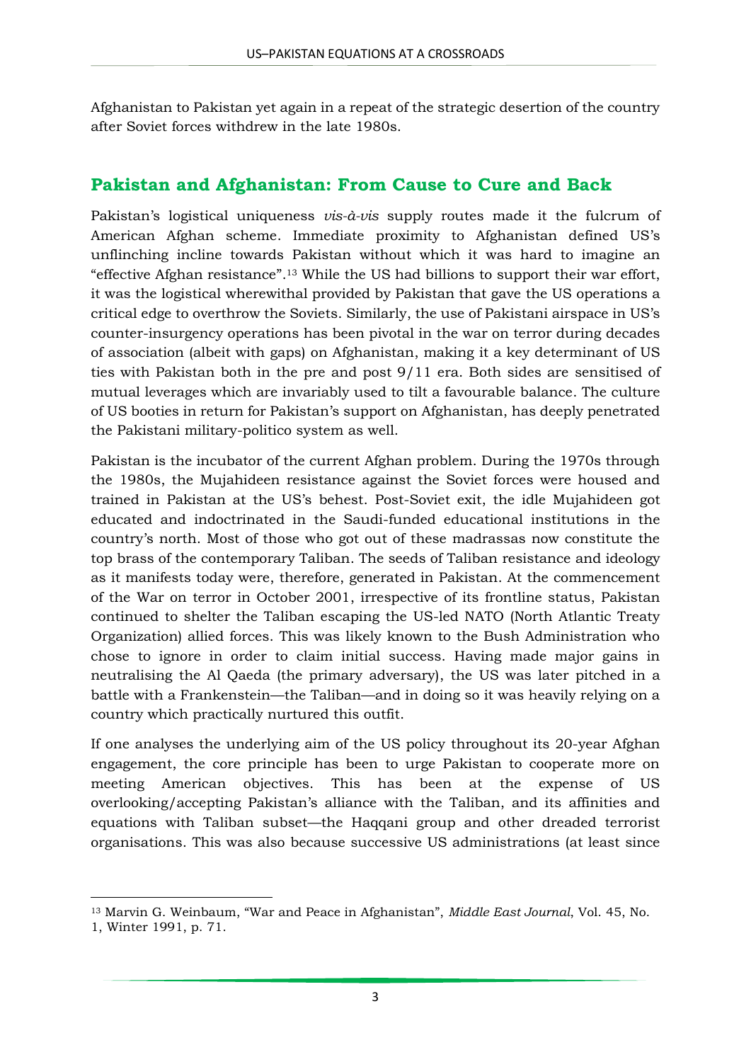Afghanistan to Pakistan yet again in a repeat of the strategic desertion of the country after Soviet forces withdrew in the late 1980s.

## Pakistan and Afghanistan: From Cause to Cure and Back

Pakistan's logistical uniqueness *vis-à-vis* supply routes made it the fulcrum of American Afghan scheme. Immediate proximity to Afghanistan defined US's unflinching incline towards Pakistan without which it was hard to imagine an "effective Afghan resistance".[13] While the US had billions to support their war effort, it was the logistical wherewithal provided by Pakistan that gave the US operations a critical edge to overthrow the Soviets. Similarly, the use of Pakistani airspace in US's counter-insurgency operations has been pivotal in the war on terror during decades of association (albeit with gaps) on Afghanistan, making it a key determinant of US ties with Pakistan both in the pre and post 9/11 era. Both sides are sensitised of mutual leverages which are invariably used to tilt a favourable balance. The culture of US booties in return for Pakistan's support on Afghanistan, has deeply penetrated the Pakistani military-politico system as well.

Pakistan is the incubator of the current Afghan problem. During the 1970s through the 1980s, the Mujahideen resistance against the Soviet forces were housed and trained in Pakistan at the US's behest. Post-Soviet exit, the idle Mujahideen got educated and indoctrinated in the Saudi-funded educational institutions in the country's north. Most of those who got out of these madrassas now constitute the top brass of the contemporary Taliban. The seeds of Taliban resistance and ideology as it manifests today were, therefore, generated in Pakistan. At the commencement of the War on terror in October 2001, irrespective of its frontline status, Pakistan continued to shelter the Taliban escaping the US-led NATO (North Atlantic Treaty Organization) allied forces. This was likely known to the Bush Administration who chose to ignore in order to claim initial success. Having made major gains in neutralising the Al Qaeda (the primary adversary), the US was later pitched in a battle with a Frankenstein—the Taliban—and in doing so it was heavily relying on a country which practically nurtured this outfit.

If one analyses the underlying aim of the US policy throughout its 20-year Afghan engagement, the core principle has been to urge Pakistan to cooperate more on meeting American objectives. This has been at the expense of US overlooking/accepting Pakistan's alliance with the Taliban, and its affinities and equations with Taliban subset—the Haqqani group and other dreaded terrorist organisations. This was also because successive US administrations (at least since

---

[13] Marvin G. Weinbaum, "War and Peace in Afghanistan", *Middle East Journal*, Vol. 45, No. 1, Winter 1991, p. 71.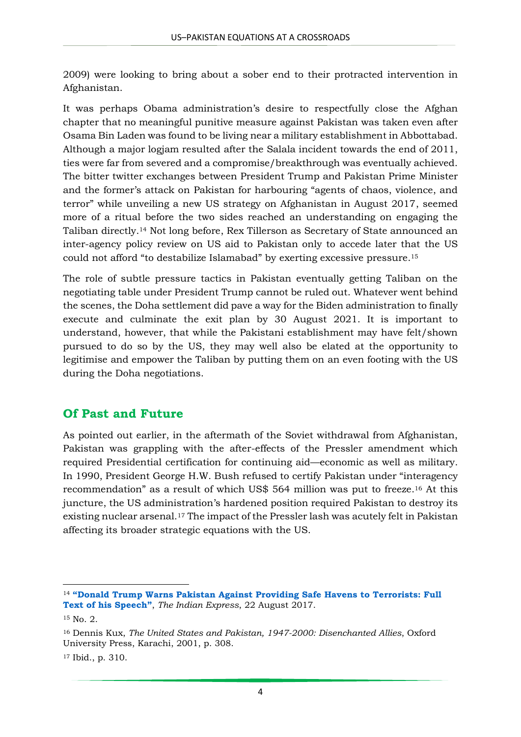2009) were looking to bring about a sober end to their protracted intervention in Afghanistan.

It was perhaps Obama administration's desire to respectfully close the Afghan chapter that no meaningful punitive measure against Pakistan was taken even after Osama Bin Laden was found to be living near a military establishment in Abbottabad. Although a major logjam resulted after the Salala incident towards the end of 2011, ties were far from severed and a compromise/breakthrough was eventually achieved. The bitter twitter exchanges between President Trump and Pakistan Prime Minister and the former's attack on Pakistan for harbouring "agents of chaos, violence, and terror" while unveiling a new US strategy on Afghanistan in August 2017, seemed more of a ritual before the two sides reached an understanding on engaging the Taliban directly.[14] Not long before, Rex Tillerson as Secretary of State announced an inter-agency policy review on US aid to Pakistan only to accede later that the US could not afford "to destabilize Islamabad" by exerting excessive pressure.[15]

The role of subtle pressure tactics in Pakistan eventually getting Taliban on the negotiating table under President Trump cannot be ruled out. Whatever went behind the scenes, the Doha settlement did pave a way for the Biden administration to finally execute and culminate the exit plan by 30 August 2021. It is important to understand, however, that while the Pakistani establishment may have felt/shown pursued to do so by the US, they may well also be elated at the opportunity to legitimise and empower the Taliban by putting them on an even footing with the US during the Doha negotiations.

## Of Past and Future

As pointed out earlier, in the aftermath of the Soviet withdrawal from Afghanistan, Pakistan was grappling with the after-effects of the Pressler amendment which required Presidential certification for continuing aid—economic as well as military. In 1990, President George H.W. Bush refused to certify Pakistan under "interagency recommendation" as a result of which US$ 564 million was put to freeze.[16] At this juncture, the US administration's hardened position required Pakistan to destroy its existing nuclear arsenal.[17] The impact of the Pressler lash was acutely felt in Pakistan affecting its broader strategic equations with the US.

---

[14] **"Donald Trump Warns Pakistan Against Providing Safe Havens to Terrorists: Full Text of his Speech"**, *The Indian Express*, 22 August 2017.

[15] No. 2.

[16] Dennis Kux, *The United States and Pakistan, 1947-2000: Disenchanted Allies*, Oxford University Press, Karachi, 2001, p. 308.

[17] Ibid., p. 310.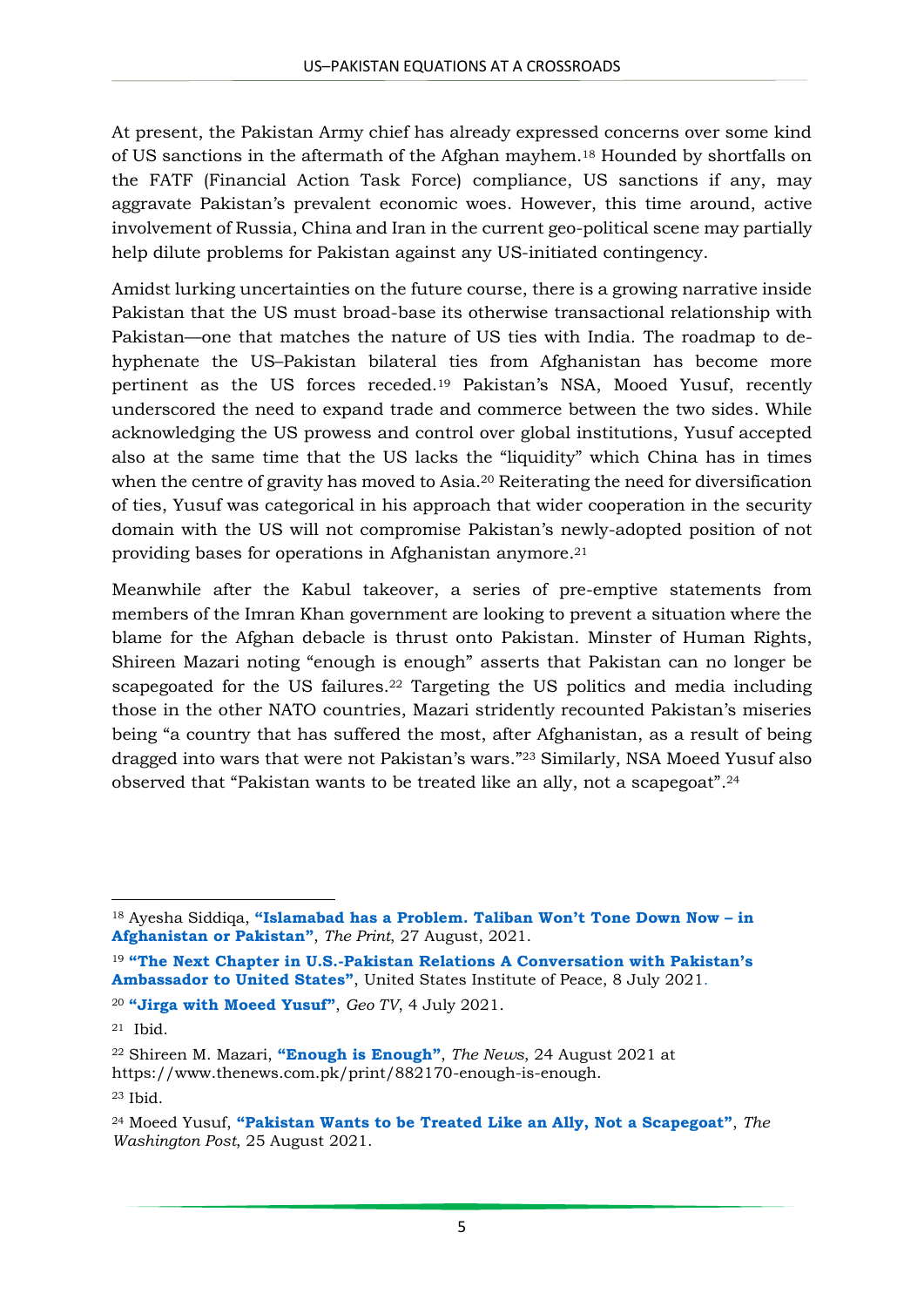At present, the Pakistan Army chief has already expressed concerns over some kind of US sanctions in the aftermath of the Afghan mayhem.[18] Hounded by shortfalls on the FATF (Financial Action Task Force) compliance, US sanctions if any, may aggravate Pakistan's prevalent economic woes. However, this time around, active involvement of Russia, China and Iran in the current geo-political scene may partially help dilute problems for Pakistan against any US-initiated contingency.

Amidst lurking uncertainties on the future course, there is a growing narrative inside Pakistan that the US must broad-base its otherwise transactional relationship with Pakistan—one that matches the nature of US ties with India. The roadmap to de-hyphenate the US–Pakistan bilateral ties from Afghanistan has become more pertinent as the US forces receded.[19] Pakistan's NSA, Moeed Yusuf, recently underscored the need to expand trade and commerce between the two sides. While acknowledging the US prowess and control over global institutions, Yusuf accepted also at the same time that the US lacks the "liquidity" which China has in times when the centre of gravity has moved to Asia.[20] Reiterating the need for diversification of ties, Yusuf was categorical in his approach that wider cooperation in the security domain with the US will not compromise Pakistan's newly-adopted position of not providing bases for operations in Afghanistan anymore.[21]

Meanwhile after the Kabul takeover, a series of pre-emptive statements from members of the Imran Khan government are looking to prevent a situation where the blame for the Afghan debacle is thrust onto Pakistan. Minster of Human Rights, Shireen Mazari noting "enough is enough" asserts that Pakistan can no longer be scapegoated for the US failures.[22] Targeting the US politics and media including those in the other NATO countries, Mazari stridently recounted Pakistan's miseries being "a country that has suffered the most, after Afghanistan, as a result of being dragged into wars that were not Pakistan's wars."[23] Similarly, NSA Moeed Yusuf also observed that "Pakistan wants to be treated like an ally, not a scapegoat".[24]

---

[18] Ayesha Siddiqa, **"Islamabad has a Problem. Taliban Won't Tone Down Now – in Afghanistan or Pakistan"**, *The Print*, 27 August, 2021.

[19] **"The Next Chapter in U.S.-Pakistan Relations A Conversation with Pakistan's Ambassador to United States"**, United States Institute of Peace, 8 July 2021.

[20] **"Jirga with Moeed Yusuf"**, *Geo TV*, 4 July 2021.

[21] Ibid.

[22] Shireen M. Mazari, **"Enough is Enough"**, *The News*, 24 August 2021 at https://www.thenews.com.pk/print/882170-enough-is-enough.

[23] Ibid.

[24] Moeed Yusuf, **"Pakistan Wants to be Treated Like an Ally, Not a Scapegoat"**, *The Washington Post*, 25 August 2021.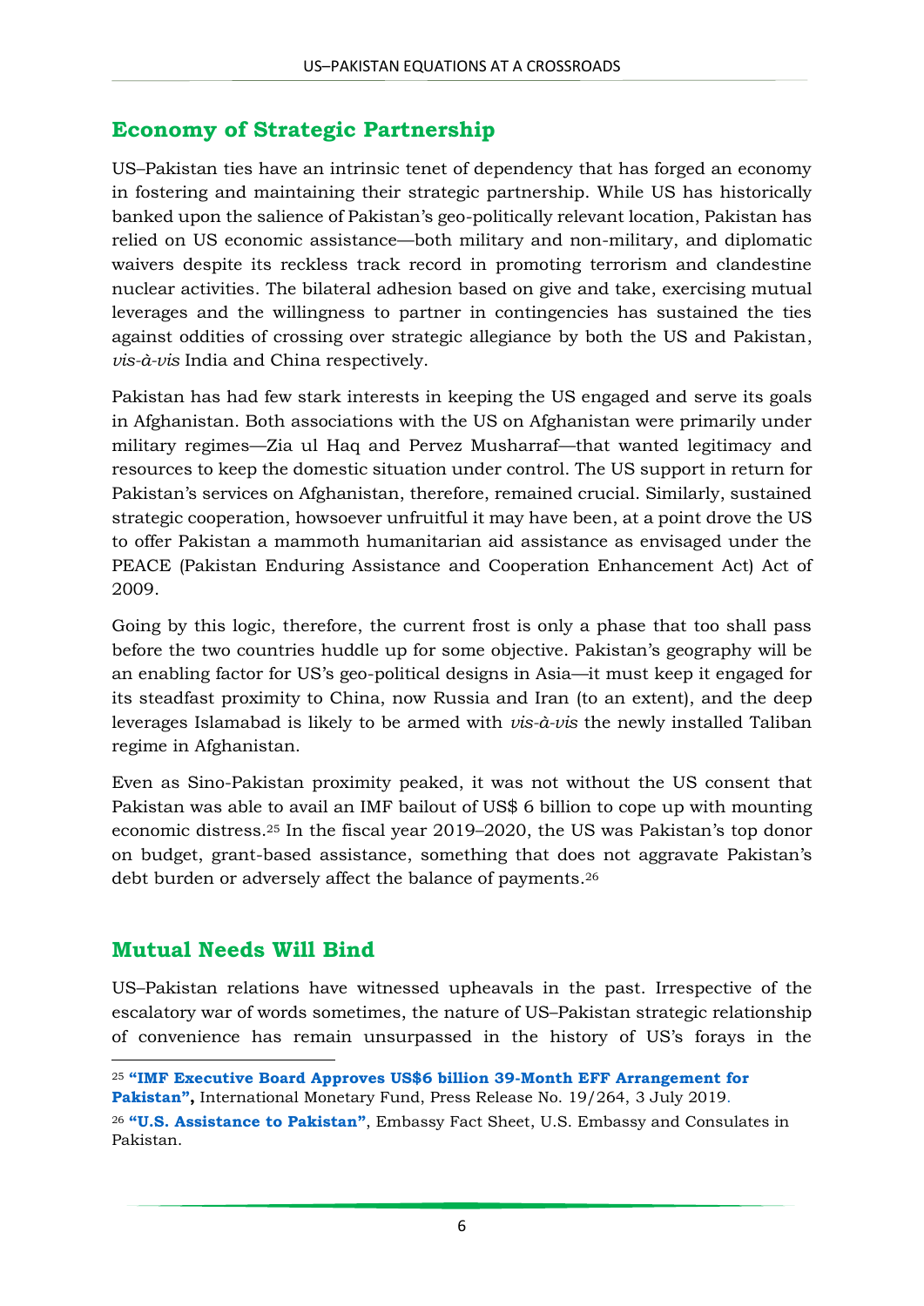## Economy of Strategic Partnership

US–Pakistan ties have an intrinsic tenet of dependency that has forged an economy in fostering and maintaining their strategic partnership. While US has historically banked upon the salience of Pakistan's geo-politically relevant location, Pakistan has relied on US economic assistance—both military and non-military, and diplomatic waivers despite its reckless track record in promoting terrorism and clandestine nuclear activities. The bilateral adhesion based on give and take, exercising mutual leverages and the willingness to partner in contingencies has sustained the ties against oddities of crossing over strategic allegiance by both the US and Pakistan, *vis-à-vis* India and China respectively.

Pakistan has had few stark interests in keeping the US engaged and serve its goals in Afghanistan. Both associations with the US on Afghanistan were primarily under military regimes—Zia ul Haq and Pervez Musharraf—that wanted legitimacy and resources to keep the domestic situation under control. The US support in return for Pakistan's services on Afghanistan, therefore, remained crucial. Similarly, sustained strategic cooperation, howsoever unfruitful it may have been, at a point drove the US to offer Pakistan a mammoth humanitarian aid assistance as envisaged under the PEACE (Pakistan Enduring Assistance and Cooperation Enhancement Act) Act of 2009.

Going by this logic, therefore, the current frost is only a phase that too shall pass before the two countries huddle up for some objective. Pakistan's geography will be an enabling factor for US's geo-political designs in Asia—it must keep it engaged for its steadfast proximity to China, now Russia and Iran (to an extent), and the deep leverages Islamabad is likely to be armed with *vis-à-vis* the newly installed Taliban regime in Afghanistan.

Even as Sino-Pakistan proximity peaked, it was not without the US consent that Pakistan was able to avail an IMF bailout of US$ 6 billion to cope up with mounting economic distress.[25] In the fiscal year 2019–2020, the US was Pakistan's top donor on budget, grant-based assistance, something that does not aggravate Pakistan's debt burden or adversely affect the balance of payments.[26]

## Mutual Needs Will Bind

US–Pakistan relations have witnessed upheavals in the past. Irrespective of the escalatory war of words sometimes, the nature of US–Pakistan strategic relationship of convenience has remain unsurpassed in the history of US's forays in the

---

[25] **"IMF Executive Board Approves US$6 billion 39-Month EFF Arrangement for Pakistan",** International Monetary Fund, Press Release No. 19/264, 3 July 2019.

[26] **"U.S. Assistance to Pakistan"**, Embassy Fact Sheet, U.S. Embassy and Consulates in Pakistan.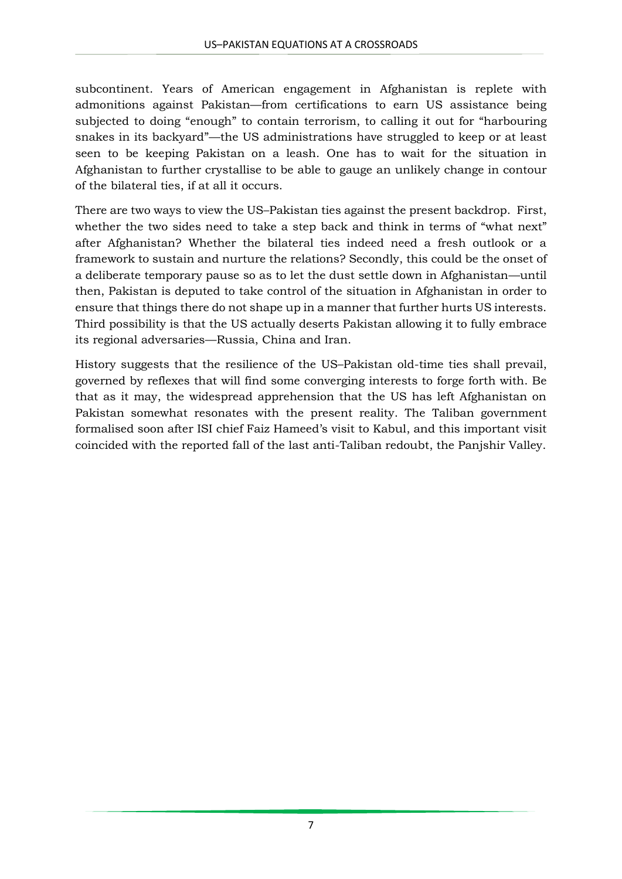subcontinent. Years of American engagement in Afghanistan is replete with admonitions against Pakistan—from certifications to earn US assistance being subjected to doing "enough" to contain terrorism, to calling it out for "harbouring snakes in its backyard"—the US administrations have struggled to keep or at least seen to be keeping Pakistan on a leash. One has to wait for the situation in Afghanistan to further crystallise to be able to gauge an unlikely change in contour of the bilateral ties, if at all it occurs.

There are two ways to view the US–Pakistan ties against the present backdrop. First, whether the two sides need to take a step back and think in terms of "what next" after Afghanistan? Whether the bilateral ties indeed need a fresh outlook or a framework to sustain and nurture the relations? Secondly, this could be the onset of a deliberate temporary pause so as to let the dust settle down in Afghanistan—until then, Pakistan is deputed to take control of the situation in Afghanistan in order to ensure that things there do not shape up in a manner that further hurts US interests. Third possibility is that the US actually deserts Pakistan allowing it to fully embrace its regional adversaries—Russia, China and Iran.

History suggests that the resilience of the US–Pakistan old-time ties shall prevail, governed by reflexes that will find some converging interests to forge forth with. Be that as it may, the widespread apprehension that the US has left Afghanistan on Pakistan somewhat resonates with the present reality. The Taliban government formalised soon after ISI chief Faiz Hameed's visit to Kabul, and this important visit coincided with the reported fall of the last anti-Taliban redoubt, the Panjshir Valley.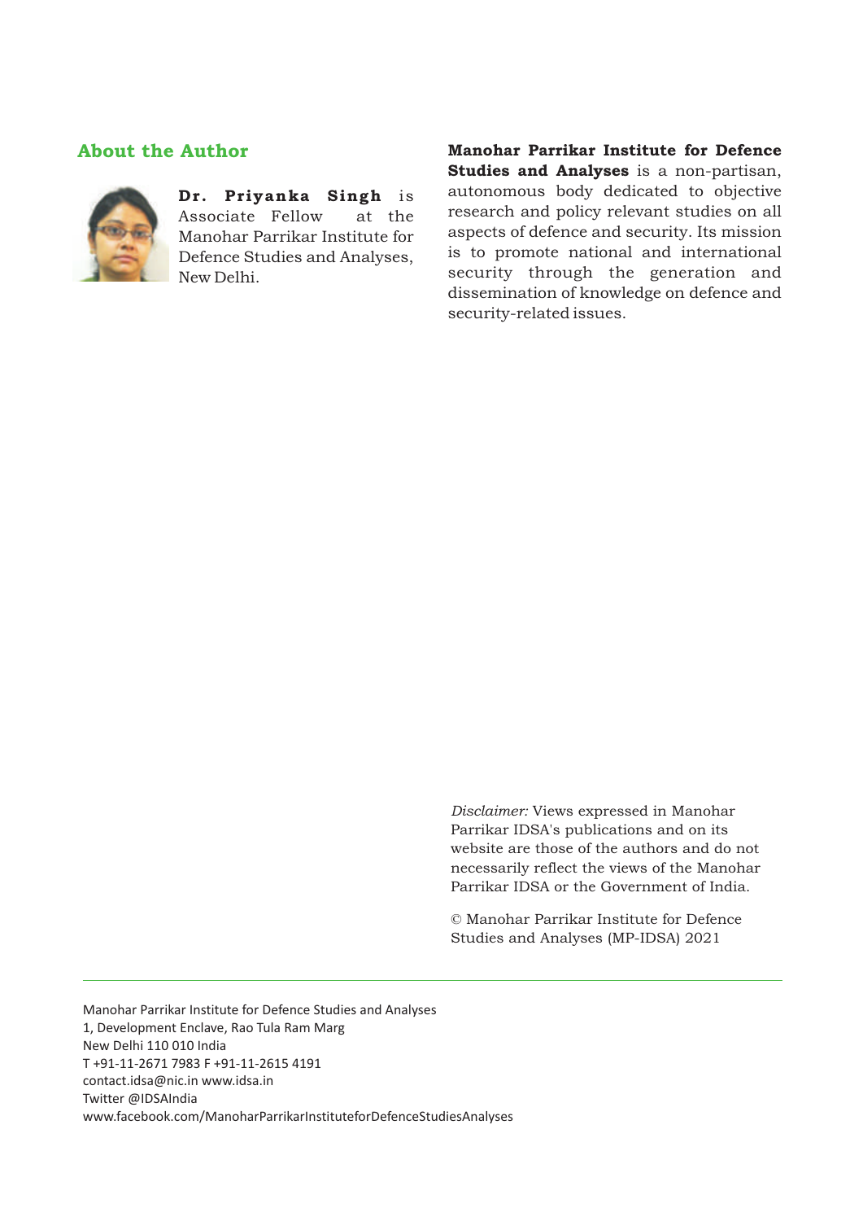## About the Author

**Dr. Priyanka Singh** is Associate Fellow at the Manohar Parrikar Institute for Defence Studies and Analyses, New Delhi.

**Manohar Parrikar Institute for Defence Studies and Analyses** is a non-partisan, autonomous body dedicated to objective research and policy relevant studies on all aspects of defence and security. Its mission is to promote national and international security through the generation and dissemination of knowledge on defence and security-related issues.

*Disclaimer:* Views expressed in Manohar Parrikar IDSA's publications and on its website are those of the authors and do not necessarily reflect the views of the Manohar Parrikar IDSA or the Government of India.

© Manohar Parrikar Institute for Defence Studies and Analyses (MP-IDSA) 2021

---

Manohar Parrikar Institute for Defence Studies and Analyses
1, Development Enclave, Rao Tula Ram Marg
New Delhi 110 010 India
T +91-11-2671 7983 F +91-11-2615 4191
contact.idsa@nic.in www.idsa.in
Twitter @IDSAIndia
www.facebook.com/ManoharParrikarInstituteforDefenceStudiesAnalyses